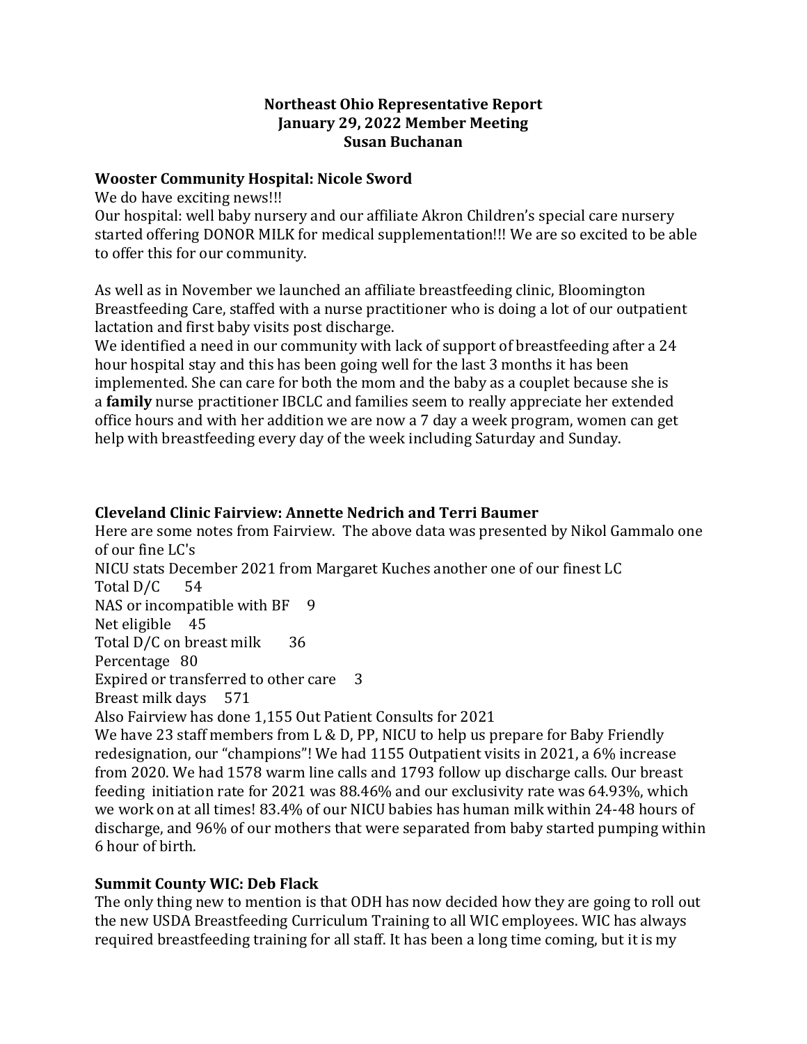**Northeast Ohio Representative Report**
**January 29, 2022 Member Meeting**
**Susan Buchanan**

### Wooster Community Hospital: Nicole Sword

We do have exciting news!!!
Our hospital: well baby nursery and our affiliate Akron Children's special care nursery started offering DONOR MILK for medical supplementation!!! We are so excited to be able to offer this for our community.

As well as in November we launched an affiliate breastfeeding clinic, Bloomington Breastfeeding Care, staffed with a nurse practitioner who is doing a lot of our outpatient lactation and first baby visits post discharge.
We identified a need in our community with lack of support of breastfeeding after a 24 hour hospital stay and this has been going well for the last 3 months it has been implemented. She can care for both the mom and the baby as a couplet because she is a **family** nurse practitioner IBCLC and families seem to really appreciate her extended office hours and with her addition we are now a 7 day a week program, women can get help with breastfeeding every day of the week including Saturday and Sunday.

### Cleveland Clinic Fairview: Annette Nedrich and Terri Baumer

Here are some notes from Fairview. The above data was presented by Nikol Gammalo one of our fine LC's
NICU stats December 2021 from Margaret Kuches another one of our finest LC
Total D/C 54
NAS or incompatible with BF 9
Net eligible 45
Total D/C on breast milk 36
Percentage 80
Expired or transferred to other care 3
Breast milk days 571
Also Fairview has done 1,155 Out Patient Consults for 2021
We have 23 staff members from L & D, PP, NICU to help us prepare for Baby Friendly redesignation, our "champions"! We had 1155 Outpatient visits in 2021, a 6% increase from 2020. We had 1578 warm line calls and 1793 follow up discharge calls. Our breast feeding initiation rate for 2021 was 88.46% and our exclusivity rate was 64.93%, which we work on at all times! 83.4% of our NICU babies has human milk within 24-48 hours of discharge, and 96% of our mothers that were separated from baby started pumping within 6 hour of birth.

### Summit County WIC: Deb Flack

The only thing new to mention is that ODH has now decided how they are going to roll out the new USDA Breastfeeding Curriculum Training to all WIC employees. WIC has always required breastfeeding training for all staff. It has been a long time coming, but it is my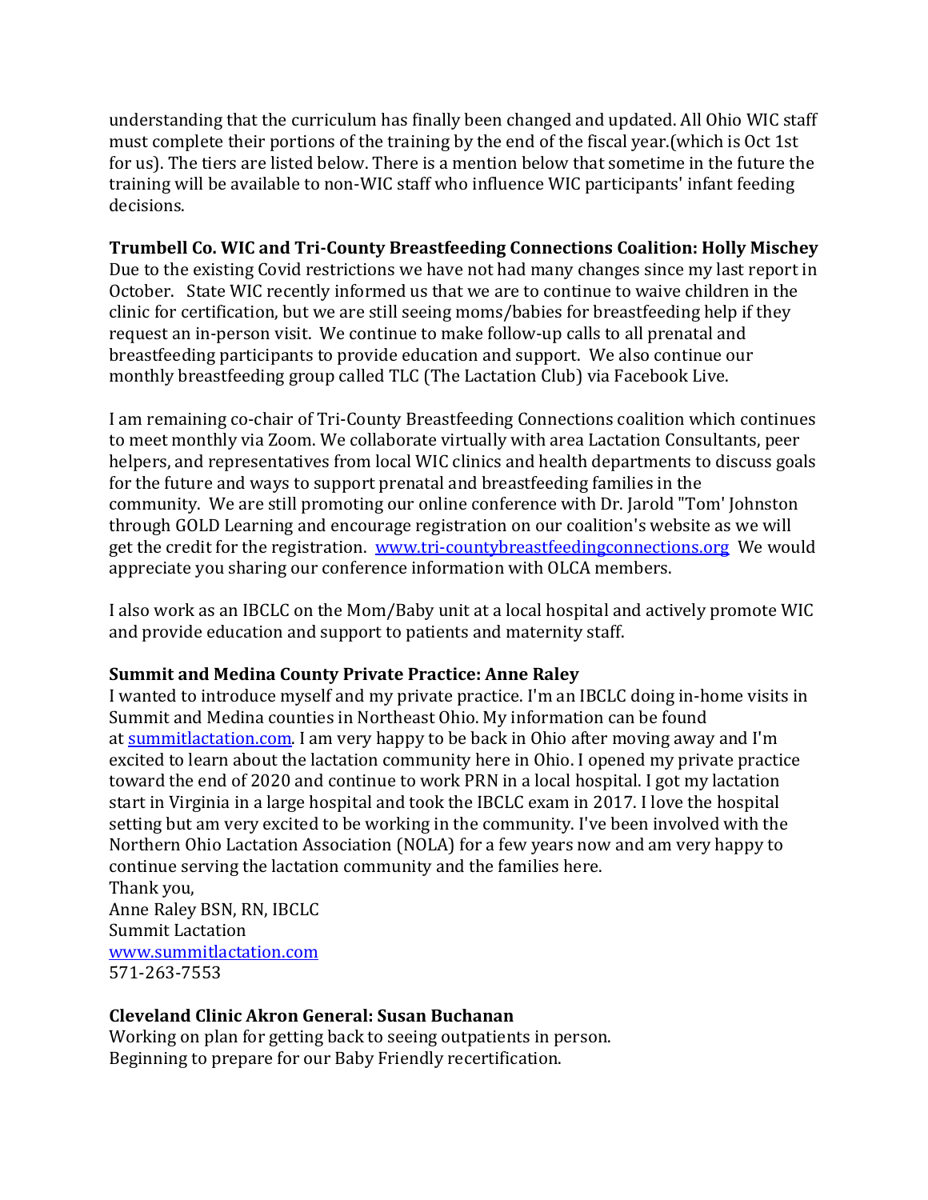understanding that the curriculum has finally been changed and updated. All Ohio WIC staff must complete their portions of the training by the end of the fiscal year.(which is Oct 1st for us). The tiers are listed below. There is a mention below that sometime in the future the training will be available to non-WIC staff who influence WIC participants' infant feeding decisions.

**Trumbell Co. WIC and Tri-County Breastfeeding Connections Coalition: Holly Mischey**
Due to the existing Covid restrictions we have not had many changes since my last report in October. State WIC recently informed us that we are to continue to waive children in the clinic for certification, but we are still seeing moms/babies for breastfeeding help if they request an in-person visit. We continue to make follow-up calls to all prenatal and breastfeeding participants to provide education and support. We also continue our monthly breastfeeding group called TLC (The Lactation Club) via Facebook Live.

I am remaining co-chair of Tri-County Breastfeeding Connections coalition which continues to meet monthly via Zoom. We collaborate virtually with area Lactation Consultants, peer helpers, and representatives from local WIC clinics and health departments to discuss goals for the future and ways to support prenatal and breastfeeding families in the community. We are still promoting our online conference with Dr. Jarold "Tom' Johnston through GOLD Learning and encourage registration on our coalition's website as we will get the credit for the registration. [www.tri-countybreastfeedingconnections.org](www.tri-countybreastfeedingconnections.org) We would appreciate you sharing our conference information with OLCA members.

I also work as an IBCLC on the Mom/Baby unit at a local hospital and actively promote WIC and provide education and support to patients and maternity staff.

**Summit and Medina County Private Practice: Anne Raley**
I wanted to introduce myself and my private practice. I'm an IBCLC doing in-home visits in Summit and Medina counties in Northeast Ohio. My information can be found at [summitlactation.com](summitlactation.com). I am very happy to be back in Ohio after moving away and I'm excited to learn about the lactation community here in Ohio. I opened my private practice toward the end of 2020 and continue to work PRN in a local hospital. I got my lactation start in Virginia in a large hospital and took the IBCLC exam in 2017. I love the hospital setting but am very excited to be working in the community. I've been involved with the Northern Ohio Lactation Association (NOLA) for a few years now and am very happy to continue serving the lactation community and the families here.
Thank you,
Anne Raley BSN, RN, IBCLC
Summit Lactation
[www.summitlactation.com](www.summitlactation.com)
571-263-7553

**Cleveland Clinic Akron General: Susan Buchanan**
Working on plan for getting back to seeing outpatients in person.
Beginning to prepare for our Baby Friendly recertification.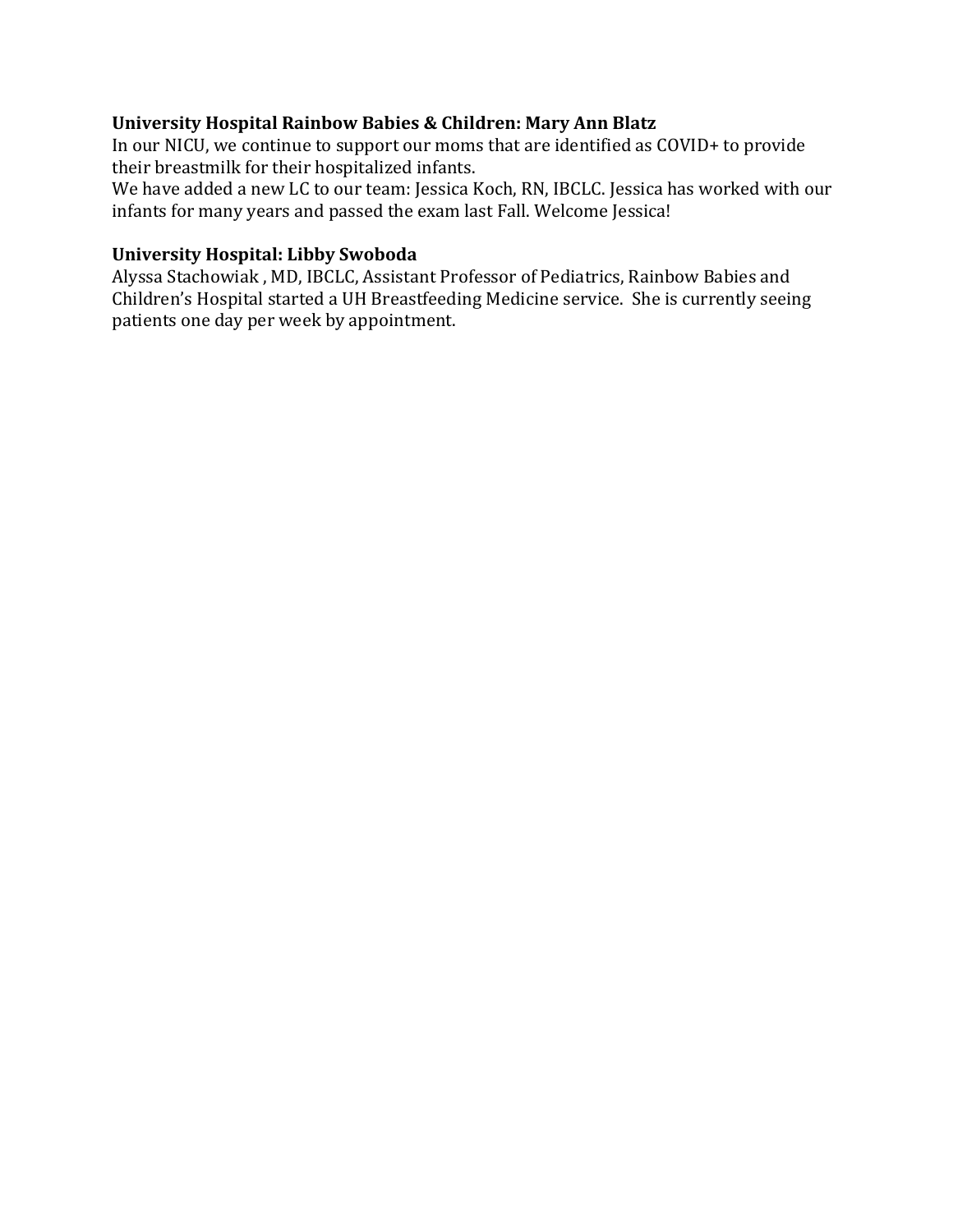**University Hospital Rainbow Babies & Children: Mary Ann Blatz**

In our NICU, we continue to support our moms that are identified as COVID+ to provide their breastmilk for their hospitalized infants.

We have added a new LC to our team: Jessica Koch, RN, IBCLC. Jessica has worked with our infants for many years and passed the exam last Fall. Welcome Jessica!

**University Hospital: Libby Swoboda**

Alyssa Stachowiak , MD, IBCLC, Assistant Professor of Pediatrics, Rainbow Babies and Children's Hospital started a UH Breastfeeding Medicine service. She is currently seeing patients one day per week by appointment.